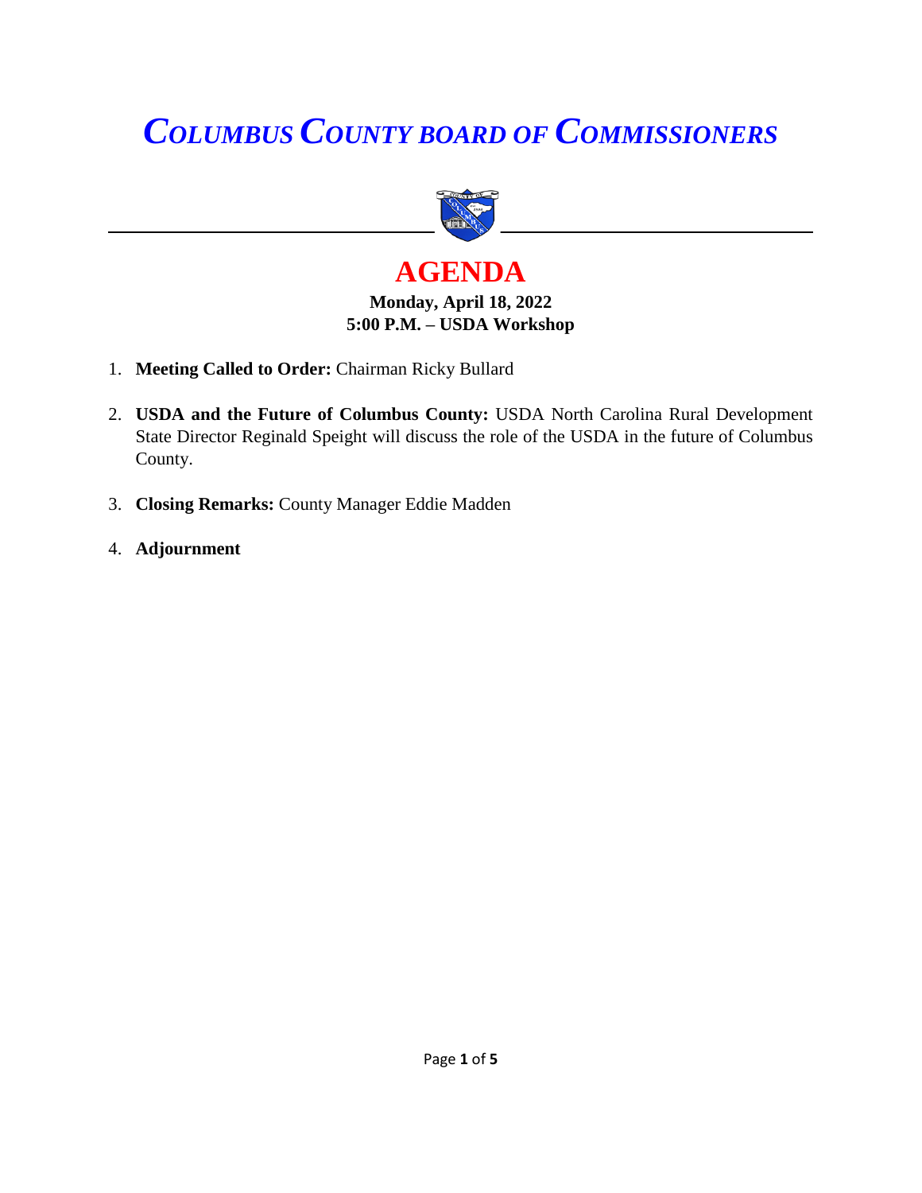# *COLUMBUS COUNTY BOARD OF COMMISSIONERS*

## AGENDA

**Monday, April 18, 2022**
**5:00 P.M. – USDA Workshop**

1. **Meeting Called to Order:** Chairman Ricky Bullard

2. **USDA and the Future of Columbus County:** USDA North Carolina Rural Development State Director Reginald Speight will discuss the role of the USDA in the future of Columbus County.

3. **Closing Remarks:** County Manager Eddie Madden

4. **Adjournment**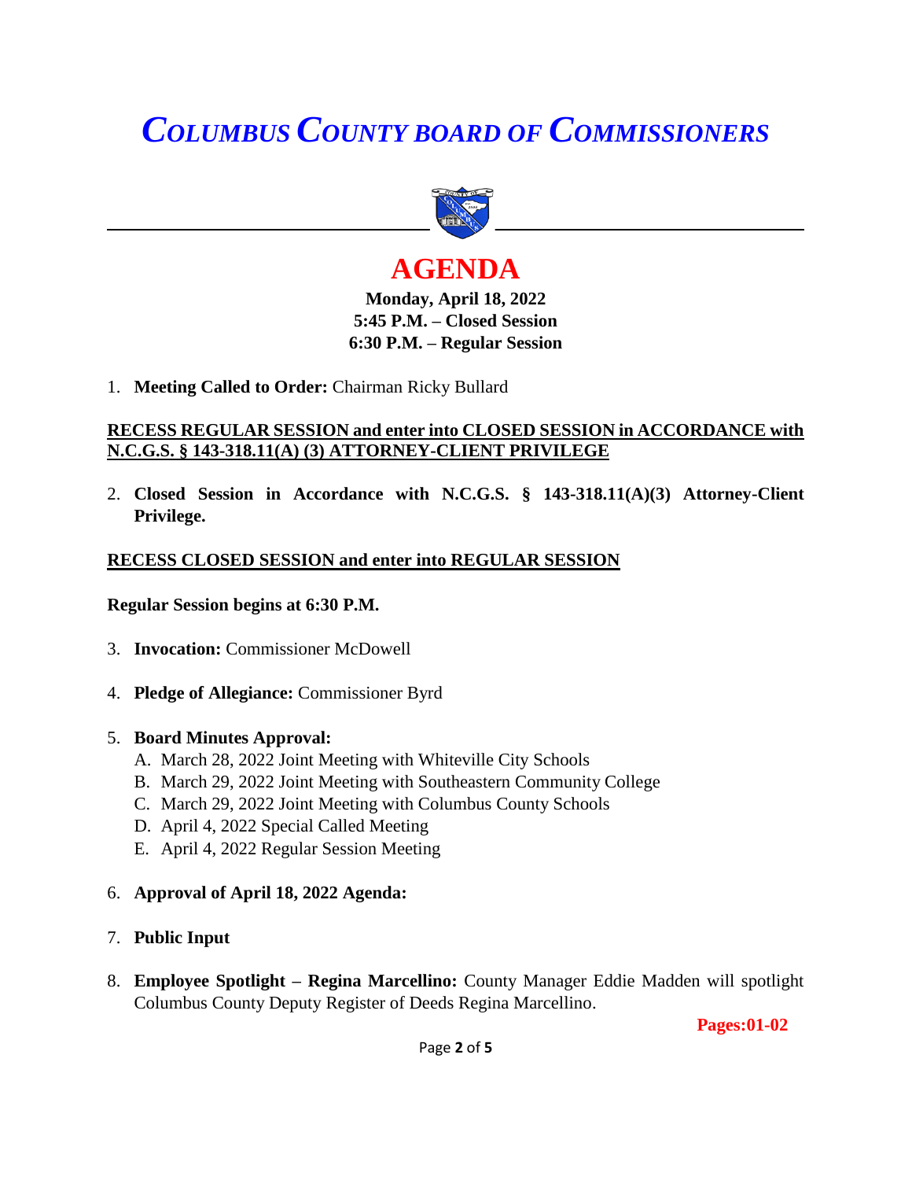# *COLUMBUS COUNTY BOARD OF COMMISSIONERS*

# AGENDA

**Monday, April 18, 2022**
**5:45 P.M. – Closed Session**
**6:30 P.M. – Regular Session**

1. **Meeting Called to Order:** Chairman Ricky Bullard

**RECESS REGULAR SESSION and enter into CLOSED SESSION in ACCORDANCE with N.C.G.S. § 143-318.11(A) (3) ATTORNEY-CLIENT PRIVILEGE**

2. **Closed Session in Accordance with N.C.G.S. § 143-318.11(A)(3) Attorney-Client Privilege.**

**RECESS CLOSED SESSION and enter into REGULAR SESSION**

**Regular Session begins at 6:30 P.M.**

3. **Invocation:** Commissioner McDowell

4. **Pledge of Allegiance:** Commissioner Byrd

5. **Board Minutes Approval:**
   - A. March 28, 2022 Joint Meeting with Whiteville City Schools
   - B. March 29, 2022 Joint Meeting with Southeastern Community College
   - C. March 29, 2022 Joint Meeting with Columbus County Schools
   - D. April 4, 2022 Special Called Meeting
   - E. April 4, 2022 Regular Session Meeting

6. **Approval of April 18, 2022 Agenda:**

7. **Public Input**

8. **Employee Spotlight – Regina Marcellino:** County Manager Eddie Madden will spotlight Columbus County Deputy Register of Deeds Regina Marcellino.

**Pages:01-02**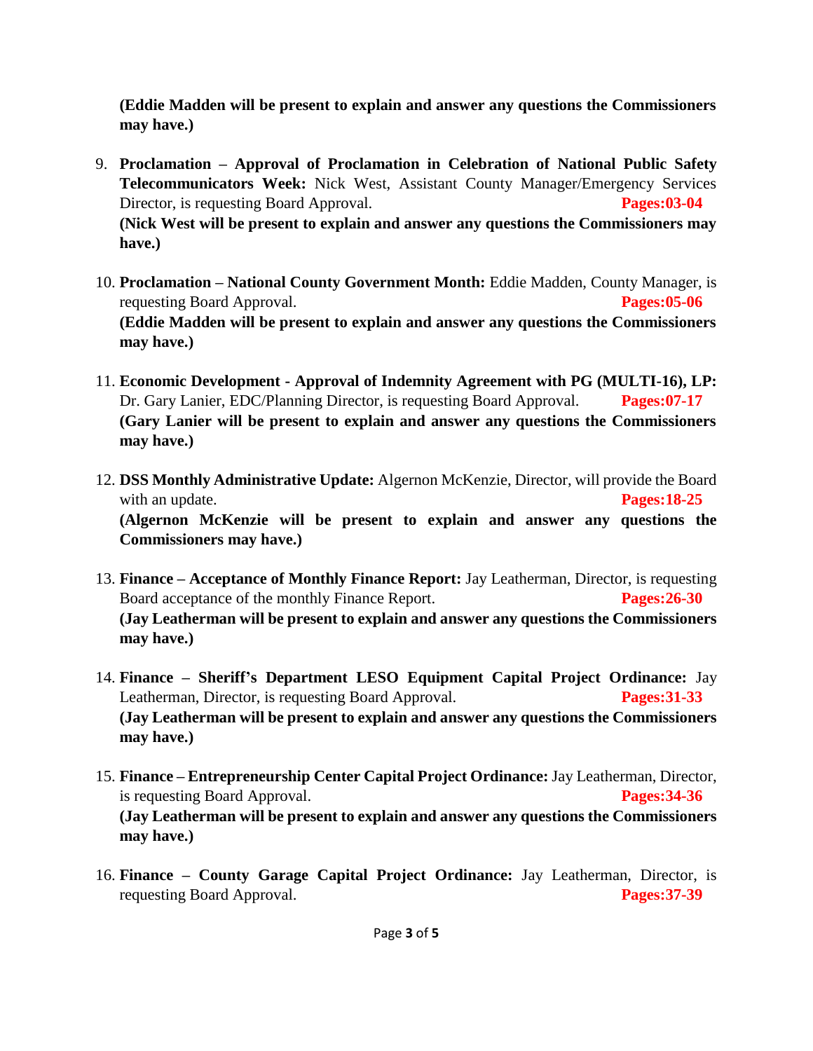**(Eddie Madden will be present to explain and answer any questions the Commissioners may have.)**

9. **Proclamation – Approval of Proclamation in Celebration of National Public Safety Telecommunicators Week:** Nick West, Assistant County Manager/Emergency Services Director, is requesting Board Approval. **Pages:03-04**
   **(Nick West will be present to explain and answer any questions the Commissioners may have.)**

10. **Proclamation – National County Government Month:** Eddie Madden, County Manager, is requesting Board Approval. **Pages:05-06**
    **(Eddie Madden will be present to explain and answer any questions the Commissioners may have.)**

11. **Economic Development - Approval of Indemnity Agreement with PG (MULTI-16), LP:** Dr. Gary Lanier, EDC/Planning Director, is requesting Board Approval. **Pages:07-17**
    **(Gary Lanier will be present to explain and answer any questions the Commissioners may have.)**

12. **DSS Monthly Administrative Update:** Algernon McKenzie, Director, will provide the Board with an update. **Pages:18-25**
    **(Algernon McKenzie will be present to explain and answer any questions the Commissioners may have.)**

13. **Finance – Acceptance of Monthly Finance Report:** Jay Leatherman, Director, is requesting Board acceptance of the monthly Finance Report. **Pages:26-30**
    **(Jay Leatherman will be present to explain and answer any questions the Commissioners may have.)**

14. **Finance – Sheriff's Department LESO Equipment Capital Project Ordinance:** Jay Leatherman, Director, is requesting Board Approval. **Pages:31-33**
    **(Jay Leatherman will be present to explain and answer any questions the Commissioners may have.)**

15. **Finance – Entrepreneurship Center Capital Project Ordinance:** Jay Leatherman, Director, is requesting Board Approval. **Pages:34-36**
    **(Jay Leatherman will be present to explain and answer any questions the Commissioners may have.)**

16. **Finance – County Garage Capital Project Ordinance:** Jay Leatherman, Director, is requesting Board Approval. **Pages:37-39**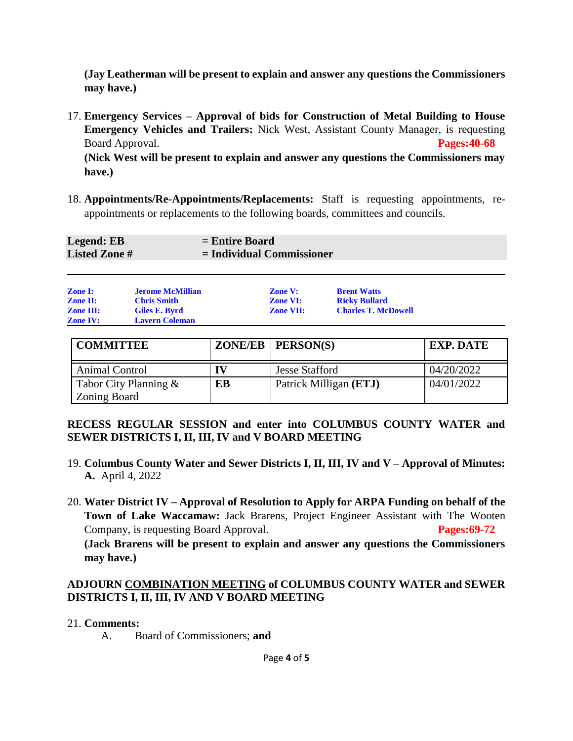**(Jay Leatherman will be present to explain and answer any questions the Commissioners may have.)**

17. **Emergency Services – Approval of bids for Construction of Metal Building to House Emergency Vehicles and Trailers:** Nick West, Assistant County Manager, is requesting Board Approval. **Pages:40-68**
    **(Nick West will be present to explain and answer any questions the Commissioners may have.)**

18. **Appointments/Re-Appointments/Replacements:** Staff is requesting appointments, re-appointments or replacements to the following boards, committees and councils.

| **Legend: EB** | **= Entire Board** |
|---|---|
| **Listed Zone #** | **= Individual Commissioner** |

| | | | |
|---|---|---|---|
| **Zone I:** | **Jerome McMillian** | **Zone V:** | **Brent Watts** |
| **Zone II:** | **Chris Smith** | **Zone VI:** | **Ricky Bullard** |
| **Zone III:** | **Giles E. Byrd** | **Zone VII:** | **Charles T. McDowell** |
| **Zone IV:** | **Lavern Coleman** | | |

| COMMITTEE | ZONE/EB | PERSON(S) | EXP. DATE |
|---|---|---|---|
| Animal Control | IV | Jesse Stafford | 04/20/2022 |
| Tabor City Planning & Zoning Board | EB | Patrick Milligan **(ETJ)** | 04/01/2022 |

**RECESS REGULAR SESSION and enter into COLUMBUS COUNTY WATER and SEWER DISTRICTS I, II, III, IV and V BOARD MEETING**

19. **Columbus County Water and Sewer Districts I, II, III, IV and V – Approval of Minutes:**
    **A.** April 4, 2022

20. **Water District IV – Approval of Resolution to Apply for ARPA Funding on behalf of the Town of Lake Waccamaw:** Jack Brarens, Project Engineer Assistant with The Wooten Company, is requesting Board Approval. **Pages:69-72**
    **(Jack Brarens will be present to explain and answer any questions the Commissioners may have.)**

**ADJOURN COMBINATION MEETING of COLUMBUS COUNTY WATER and SEWER DISTRICTS I, II, III, IV AND V BOARD MEETING**

21. **Comments:**
    A. Board of Commissioners; **and**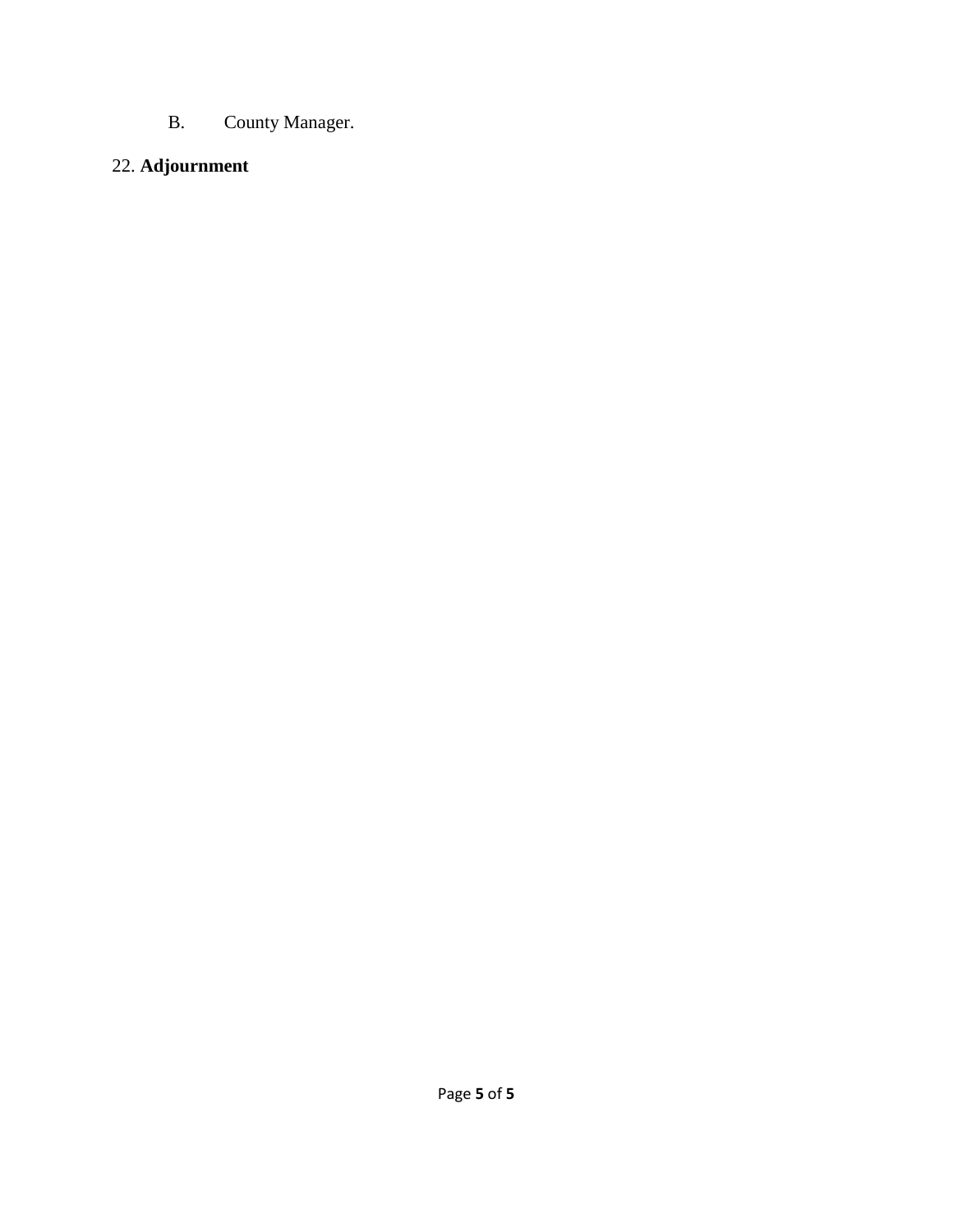B. County Manager.

22. **Adjournment**